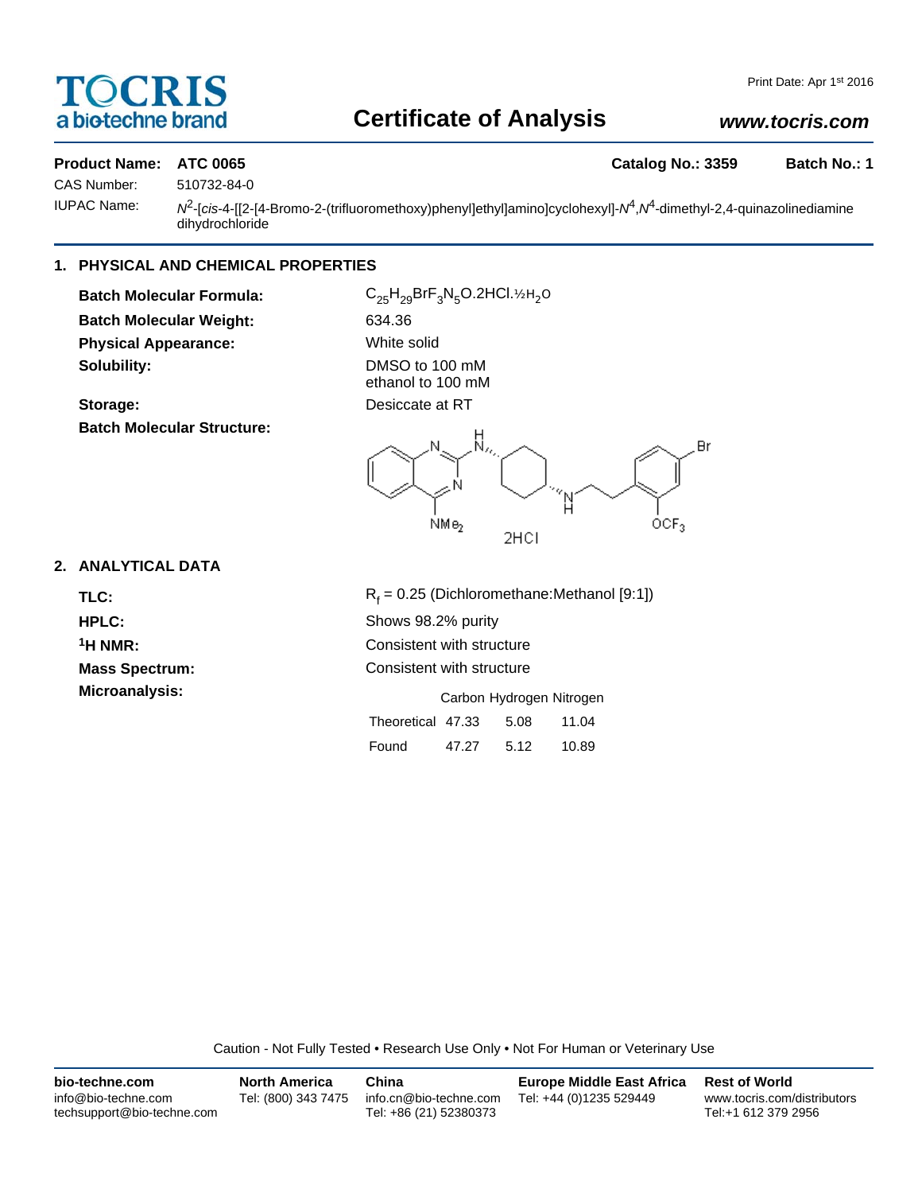**TOCRIS** a biotechne brand

Print Date: Apr 1st 2016

# Certificate of Analysis

www.tocris.com

**Product Name:** **ATC 0065** **Catalog No.: 3359** **Batch No.: 1**

CAS Number: 510732-84-0

IUPAC Name: $N^2$-[*cis*-4-[[2-[4-Bromo-2-(trifluoromethoxy)phenyl]ethyl]amino]cyclohexyl]-$N^4$,$N^4$-dimethyl-2,4-quinazolinediamine dihydrochloride

## 1. PHYSICAL AND CHEMICAL PROPERTIES

**Batch Molecular Formula:** $C_{25}H_{29}BrF_3N_5O.2HCl.½H_2O$

**Batch Molecular Weight:** 634.36

**Physical Appearance:** White solid

**Solubility:** DMSO to 100 mM
ethanol to 100 mM

**Storage:** Desiccate at RT

**Batch Molecular Structure:**

## 2. ANALYTICAL DATA

**TLC:** $R_f$ = 0.25 (Dichloromethane:Methanol [9:1])

**HPLC:** Shows 98.2% purity

**$^1$H NMR:** Consistent with structure

**Mass Spectrum:** Consistent with structure

**Microanalysis:**

| | Carbon | Hydrogen | Nitrogen |
|---|---|---|---|
| Theoretical | 47.33 | 5.08 | 11.04 |
| Found | 47.27 | 5.12 | 10.89 |

Caution - Not Fully Tested • Research Use Only • Not For Human or Veterinary Use

**bio-techne.com**
info@bio-techne.com
techsupport@bio-techne.com

**North America**
Tel: (800) 343 7475

**China**
info.cn@bio-techne.com
Tel: +86 (21) 52380373

**Europe Middle East Africa**
Tel: +44 (0)1235 529449

**Rest of World**
www.tocris.com/distributors
Tel:+1 612 379 2956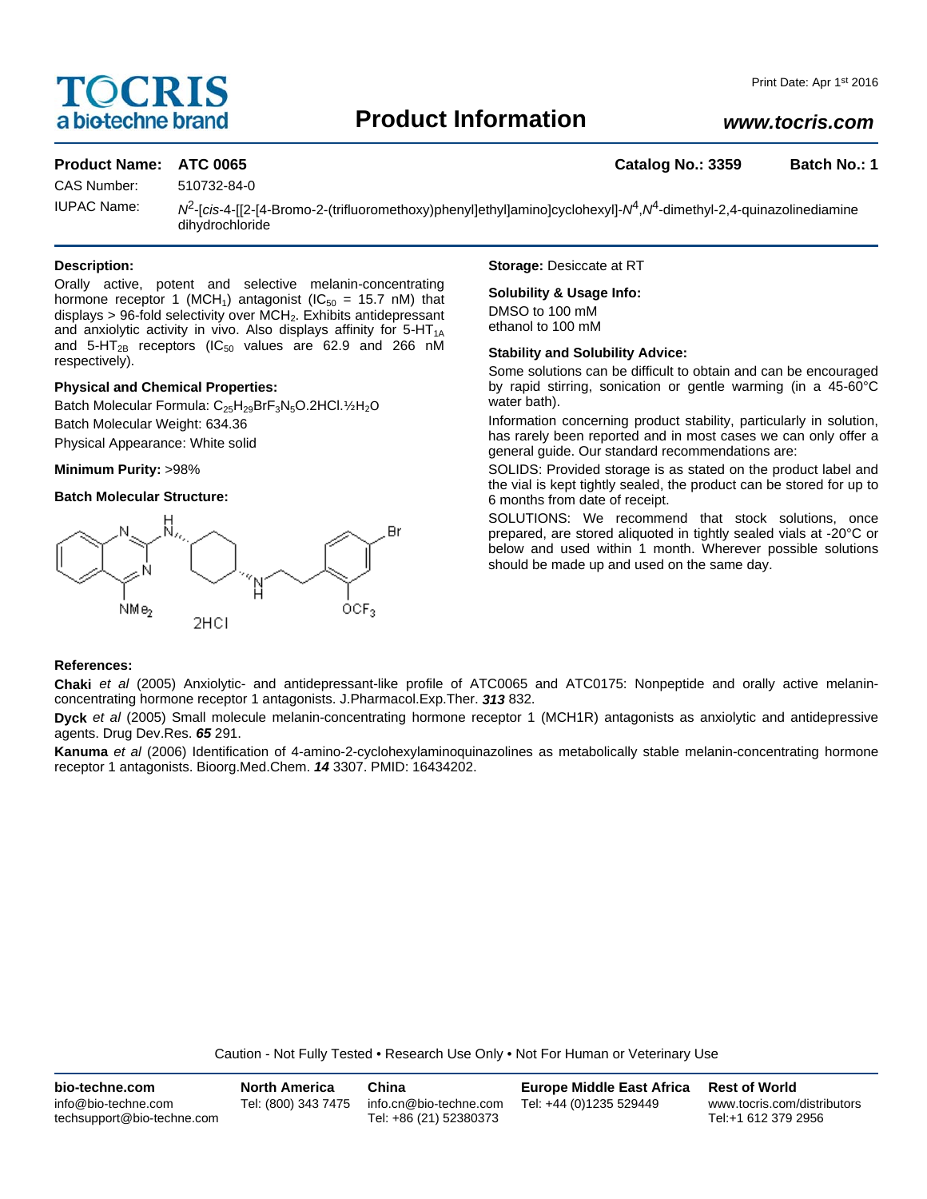# Product Information

Print Date: Apr 1st 2016

www.tocris.com

**Product Name: ATC 0065** **Catalog No.: 3359** **Batch No.: 1**

CAS Number: 510732-84-0

IUPAC Name: $N^2$-[*cis*-4-[[2-[4-Bromo-2-(trifluoromethoxy)phenyl]ethyl]amino]cyclohexyl]-$N^4$,$N^4$-dimethyl-2,4-quinazolinediamine dihydrochloride

### Description:

Orally active, potent and selective melanin-concentrating hormone receptor 1 ($MCH_1$) antagonist ($IC_{50}$ = 15.7 nM) that displays > 96-fold selectivity over $MCH_2$. Exhibits antidepressant and anxiolytic activity in vivo. Also displays affinity for 5-$HT_{1A}$ and 5-$HT_{2B}$ receptors ($IC_{50}$ values are 62.9 and 266 nM respectively).

### Physical and Chemical Properties:

Batch Molecular Formula: $C_{25}H_{29}BrF_3N_5O.2HCl.½H_2O$

Batch Molecular Weight: 634.36

Physical Appearance: White solid

**Minimum Purity:** >98%

### Batch Molecular Structure:

NMe2 · 2HCl · OCF3 · Br

**Storage:** Desiccate at RT

### Solubility & Usage Info:

DMSO to 100 mM
ethanol to 100 mM

### Stability and Solubility Advice:

Some solutions can be difficult to obtain and can be encouraged by rapid stirring, sonication or gentle warming (in a 45-60°C water bath).

Information concerning product stability, particularly in solution, has rarely been reported and in most cases we can only offer a general guide. Our standard recommendations are:

SOLIDS: Provided storage is as stated on the product label and the vial is kept tightly sealed, the product can be stored for up to 6 months from date of receipt.

SOLUTIONS: We recommend that stock solutions, once prepared, are stored aliquoted in tightly sealed vials at -20°C or below and used within 1 month. Wherever possible solutions should be made up and used on the same day.

### References:

**Chaki** *et al* (2005) Anxiolytic- and antidepressant-like profile of ATC0065 and ATC0175: Nonpeptide and orally active melanin-concentrating hormone receptor 1 antagonists. J.Pharmacol.Exp.Ther. ***313*** 832.

**Dyck** *et al* (2005) Small molecule melanin-concentrating hormone receptor 1 (MCH1R) antagonists as anxiolytic and antidepressive agents. Drug Dev.Res. ***65*** 291.

**Kanuma** *et al* (2006) Identification of 4-amino-2-cyclohexylaminoquinazolines as metabolically stable melanin-concentrating hormone receptor 1 antagonists. Bioorg.Med.Chem. ***14*** 3307. PMID: 16434202.

Caution - Not Fully Tested • Research Use Only • Not For Human or Veterinary Use

| | | | | |
|---|---|---|---|---|
| **bio-techne.com** | **North America** | **China** | **Europe Middle East Africa** | **Rest of World** |
| info@bio-techne.com | Tel: (800) 343 7475 | info.cn@bio-techne.com | Tel: +44 (0)1235 529449 | www.tocris.com/distributors |
| techsupport@bio-techne.com | | Tel: +86 (21) 52380373 | | Tel:+1 612 379 2956 |